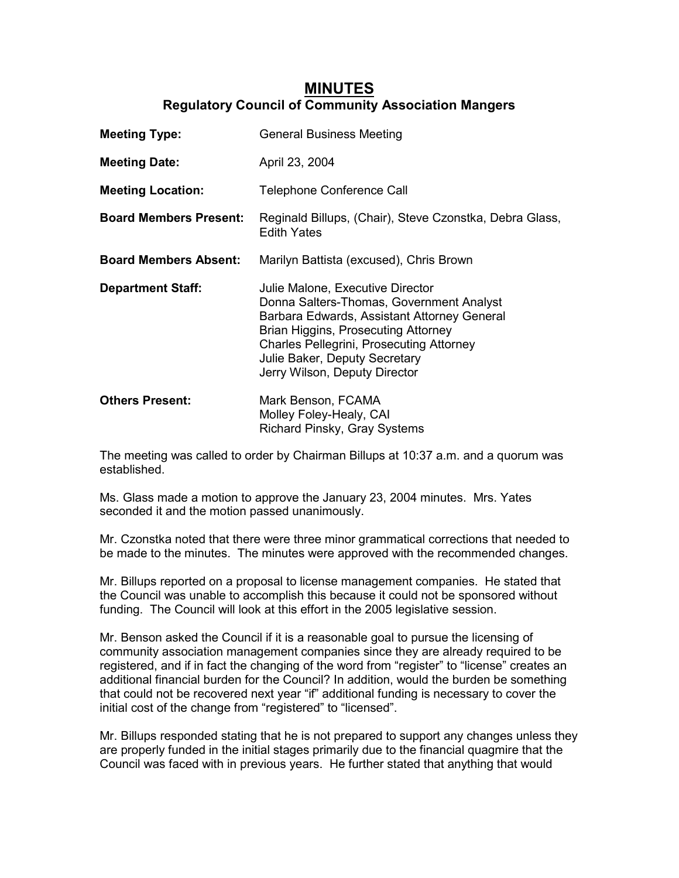# MINUTES

## Regulatory Council of Community Association Mangers

**Meeting Type:** General Business Meeting

**Meeting Date:** April 23, 2004

**Meeting Location:** Telephone Conference Call

**Board Members Present:** Reginald Billups, (Chair), Steve Czonstka, Debra Glass, Edith Yates

**Board Members Absent:** Marilyn Battista (excused), Chris Brown

**Department Staff:**
Julie Malone, Executive Director
Donna Salters-Thomas, Government Analyst
Barbara Edwards, Assistant Attorney General
Brian Higgins, Prosecuting Attorney
Charles Pellegrini, Prosecuting Attorney
Julie Baker, Deputy Secretary
Jerry Wilson, Deputy Director

**Others Present:**
Mark Benson, FCAMA
Molley Foley-Healy, CAI
Richard Pinsky, Gray Systems

The meeting was called to order by Chairman Billups at 10:37 a.m. and a quorum was established.

Ms. Glass made a motion to approve the January 23, 2004 minutes. Mrs. Yates seconded it and the motion passed unanimously.

Mr. Czonstka noted that there were three minor grammatical corrections that needed to be made to the minutes. The minutes were approved with the recommended changes.

Mr. Billups reported on a proposal to license management companies. He stated that the Council was unable to accomplish this because it could not be sponsored without funding. The Council will look at this effort in the 2005 legislative session.

Mr. Benson asked the Council if it is a reasonable goal to pursue the licensing of community association management companies since they are already required to be registered, and if in fact the changing of the word from "register" to "license" creates an additional financial burden for the Council? In addition, would the burden be something that could not be recovered next year "if" additional funding is necessary to cover the initial cost of the change from "registered" to "licensed".

Mr. Billups responded stating that he is not prepared to support any changes unless they are properly funded in the initial stages primarily due to the financial quagmire that the Council was faced with in previous years. He further stated that anything that would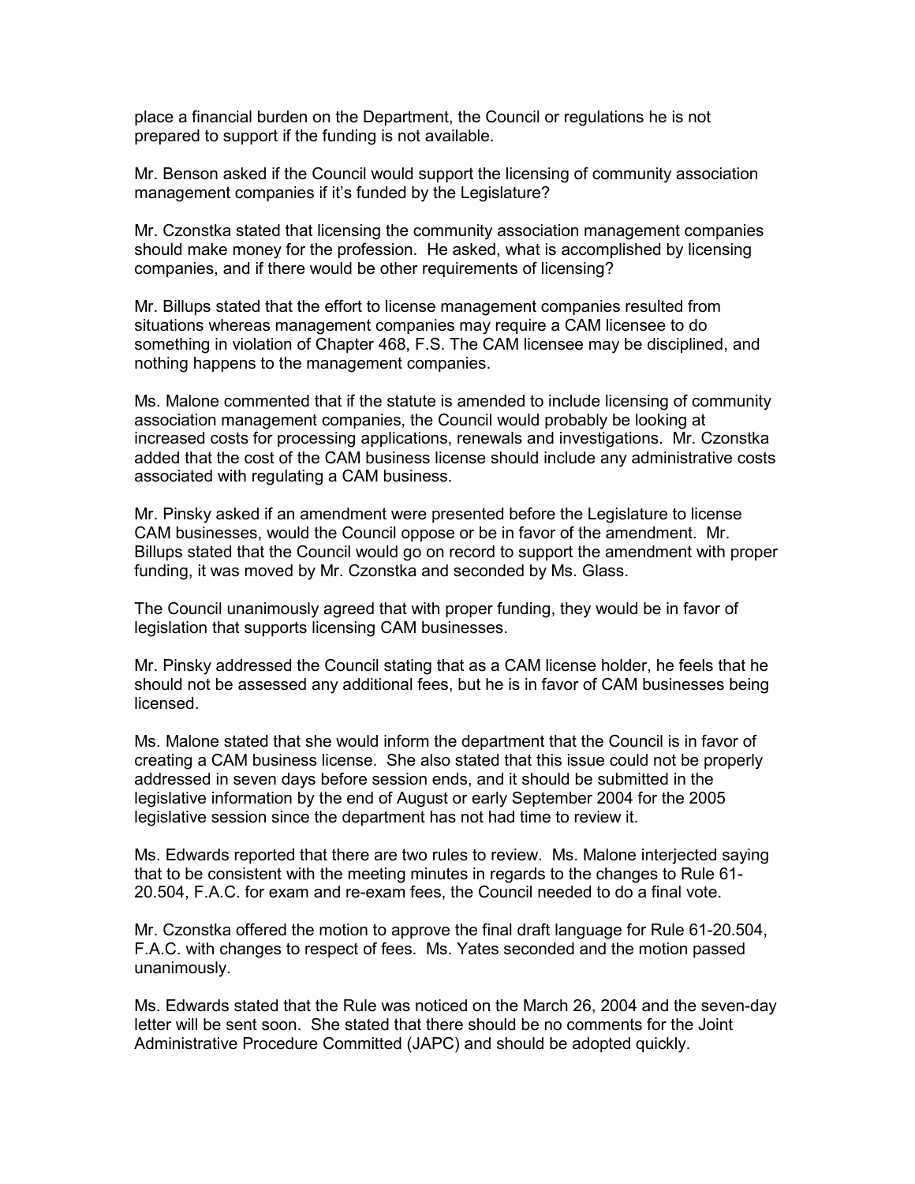place a financial burden on the Department, the Council or regulations he is not prepared to support if the funding is not available.

Mr. Benson asked if the Council would support the licensing of community association management companies if it's funded by the Legislature?

Mr. Czonstka stated that licensing the community association management companies should make money for the profession. He asked, what is accomplished by licensing companies, and if there would be other requirements of licensing?

Mr. Billups stated that the effort to license management companies resulted from situations whereas management companies may require a CAM licensee to do something in violation of Chapter 468, F.S. The CAM licensee may be disciplined, and nothing happens to the management companies.

Ms. Malone commented that if the statute is amended to include licensing of community association management companies, the Council would probably be looking at increased costs for processing applications, renewals and investigations. Mr. Czonstka added that the cost of the CAM business license should include any administrative costs associated with regulating a CAM business.

Mr. Pinsky asked if an amendment were presented before the Legislature to license CAM businesses, would the Council oppose or be in favor of the amendment. Mr. Billups stated that the Council would go on record to support the amendment with proper funding, it was moved by Mr. Czonstka and seconded by Ms. Glass.

The Council unanimously agreed that with proper funding, they would be in favor of legislation that supports licensing CAM businesses.

Mr. Pinsky addressed the Council stating that as a CAM license holder, he feels that he should not be assessed any additional fees, but he is in favor of CAM businesses being licensed.

Ms. Malone stated that she would inform the department that the Council is in favor of creating a CAM business license. She also stated that this issue could not be properly addressed in seven days before session ends, and it should be submitted in the legislative information by the end of August or early September 2004 for the 2005 legislative session since the department has not had time to review it.

Ms. Edwards reported that there are two rules to review. Ms. Malone interjected saying that to be consistent with the meeting minutes in regards to the changes to Rule 61-20.504, F.A.C. for exam and re-exam fees, the Council needed to do a final vote.

Mr. Czonstka offered the motion to approve the final draft language for Rule 61-20.504, F.A.C. with changes to respect of fees. Ms. Yates seconded and the motion passed unanimously.

Ms. Edwards stated that the Rule was noticed on the March 26, 2004 and the seven-day letter will be sent soon. She stated that there should be no comments for the Joint Administrative Procedure Committed (JAPC) and should be adopted quickly.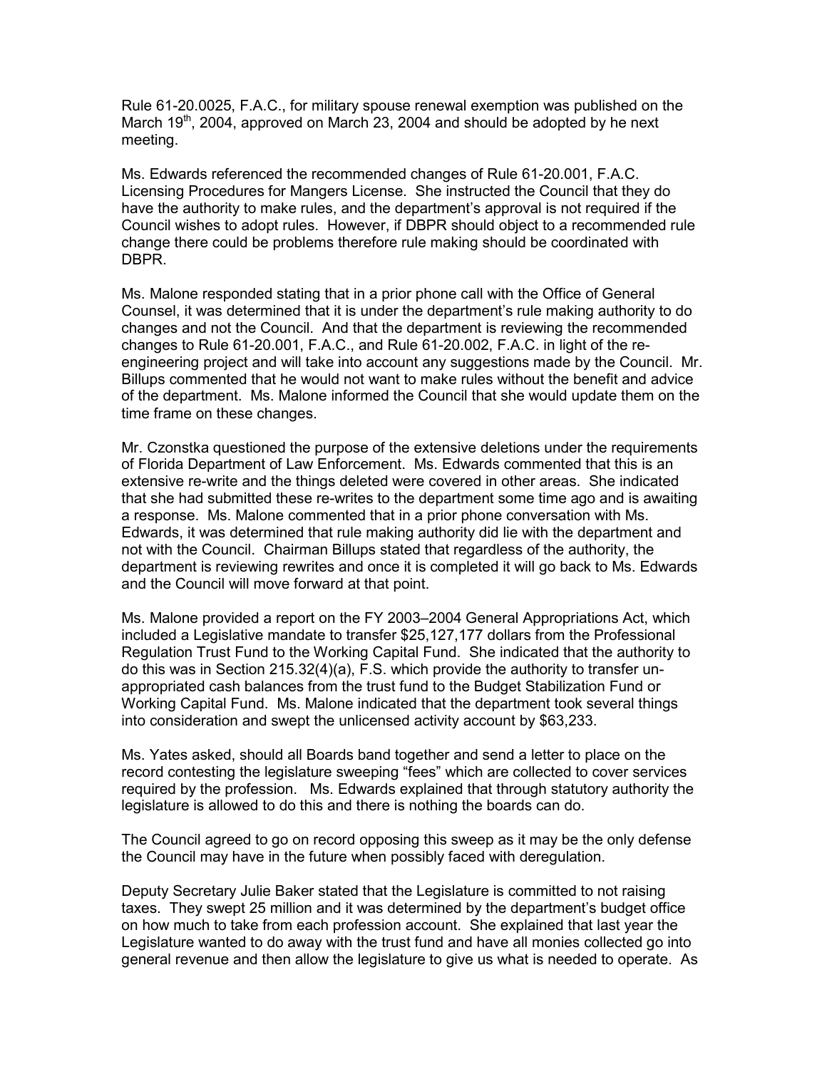Rule 61-20.0025, F.A.C., for military spouse renewal exemption was published on the March 19th, 2004, approved on March 23, 2004 and should be adopted by he next meeting.

Ms. Edwards referenced the recommended changes of Rule 61-20.001, F.A.C. Licensing Procedures for Mangers License. She instructed the Council that they do have the authority to make rules, and the department's approval is not required if the Council wishes to adopt rules. However, if DBPR should object to a recommended rule change there could be problems therefore rule making should be coordinated with DBPR.

Ms. Malone responded stating that in a prior phone call with the Office of General Counsel, it was determined that it is under the department's rule making authority to do changes and not the Council. And that the department is reviewing the recommended changes to Rule 61-20.001, F.A.C., and Rule 61-20.002, F.A.C. in light of the re-engineering project and will take into account any suggestions made by the Council. Mr. Billups commented that he would not want to make rules without the benefit and advice of the department. Ms. Malone informed the Council that she would update them on the time frame on these changes.

Mr. Czonstka questioned the purpose of the extensive deletions under the requirements of Florida Department of Law Enforcement. Ms. Edwards commented that this is an extensive re-write and the things deleted were covered in other areas. She indicated that she had submitted these re-writes to the department some time ago and is awaiting a response. Ms. Malone commented that in a prior phone conversation with Ms. Edwards, it was determined that rule making authority did lie with the department and not with the Council. Chairman Billups stated that regardless of the authority, the department is reviewing rewrites and once it is completed it will go back to Ms. Edwards and the Council will move forward at that point.

Ms. Malone provided a report on the FY 2003–2004 General Appropriations Act, which included a Legislative mandate to transfer $25,127,177 dollars from the Professional Regulation Trust Fund to the Working Capital Fund. She indicated that the authority to do this was in Section 215.32(4)(a), F.S. which provide the authority to transfer un-appropriated cash balances from the trust fund to the Budget Stabilization Fund or Working Capital Fund. Ms. Malone indicated that the department took several things into consideration and swept the unlicensed activity account by $63,233.

Ms. Yates asked, should all Boards band together and send a letter to place on the record contesting the legislature sweeping "fees" which are collected to cover services required by the profession. Ms. Edwards explained that through statutory authority the legislature is allowed to do this and there is nothing the boards can do.

The Council agreed to go on record opposing this sweep as it may be the only defense the Council may have in the future when possibly faced with deregulation.

Deputy Secretary Julie Baker stated that the Legislature is committed to not raising taxes. They swept 25 million and it was determined by the department's budget office on how much to take from each profession account. She explained that last year the Legislature wanted to do away with the trust fund and have all monies collected go into general revenue and then allow the legislature to give us what is needed to operate. As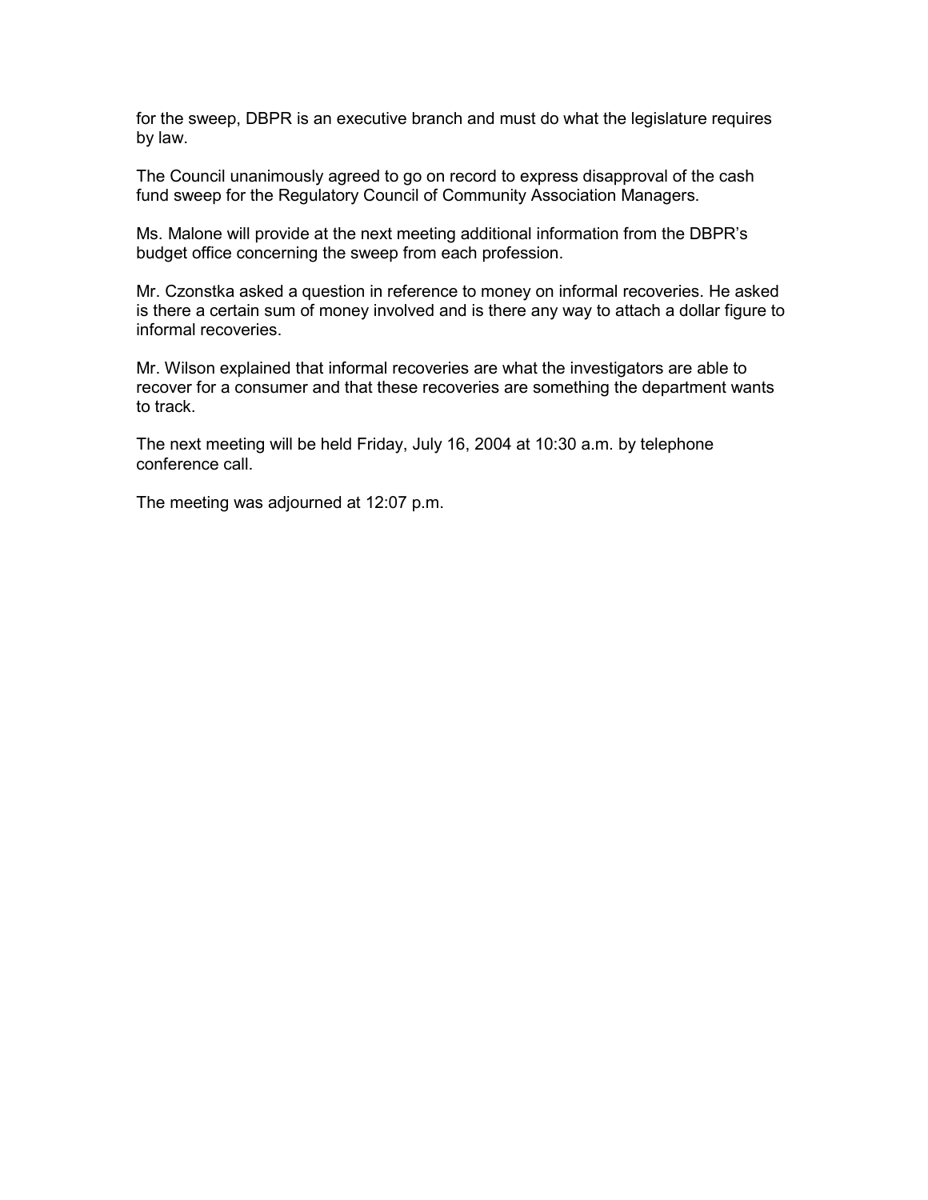for the sweep, DBPR is an executive branch and must do what the legislature requires by law.

The Council unanimously agreed to go on record to express disapproval of the cash fund sweep for the Regulatory Council of Community Association Managers.

Ms. Malone will provide at the next meeting additional information from the DBPR's budget office concerning the sweep from each profession.

Mr. Czonstka asked a question in reference to money on informal recoveries. He asked is there a certain sum of money involved and is there any way to attach a dollar figure to informal recoveries.

Mr. Wilson explained that informal recoveries are what the investigators are able to recover for a consumer and that these recoveries are something the department wants to track.

The next meeting will be held Friday, July 16, 2004 at 10:30 a.m. by telephone conference call.

The meeting was adjourned at 12:07 p.m.